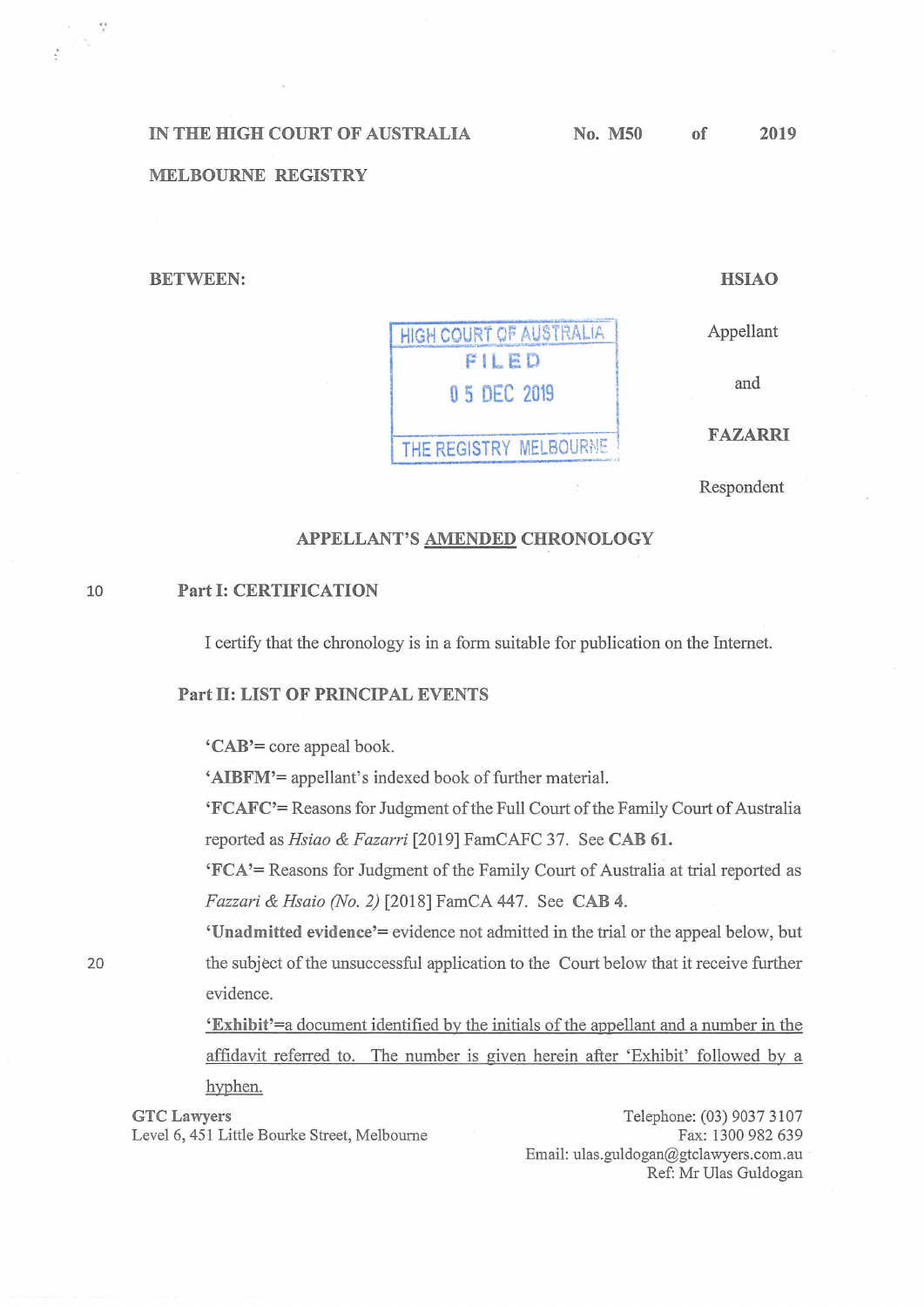IN THE HIGH COURT OF AUSTRALIA No. M50 of 2019

MELBOURNE REGISTRY

BETWEEN: **HSIAO**

Appellant

and

**FAZARRI**

Respondent

HIGH COURT OF AUSTRALIA
FILED
05 DEC 2019
THE REGISTRY MELBOURNE

## APPELLANT'S AMENDED CHRONOLOGY

### Part I: CERTIFICATION

I certify that the chronology is in a form suitable for publication on the Internet.

### Part II: LIST OF PRINCIPAL EVENTS

**'CAB'**= core appeal book.

**'AIBFM'**= appellant's indexed book of further material.

**'FCAFC'**= Reasons for Judgment of the Full Court of the Family Court of Australia reported as *Hsiao & Fazarri* [2019] FamCAFC 37. See **CAB 61.**

**'FCA'**= Reasons for Judgment of the Family Court of Australia at trial reported as *Fazzari & Hsaio (No. 2)* [2018] FamCA 447. See **CAB 4.**

**'Unadmitted evidence'**= evidence not admitted in the trial or the appeal below, but the subject of the unsuccessful application to the Court below that it receive further evidence.

**'Exhibit'**=a document identified by the initials of the appellant and a number in the affidavit referred to. The number is given herein after 'Exhibit' followed by a hyphen.

GTC Lawyers
Level 6, 451 Little Bourke Street, Melbourne

Telephone: (03) 9037 3107
Fax: 1300 982 639
Email: ulas.guldogan@gtclawyers.com.au
Ref: Mr Ulas Guldogan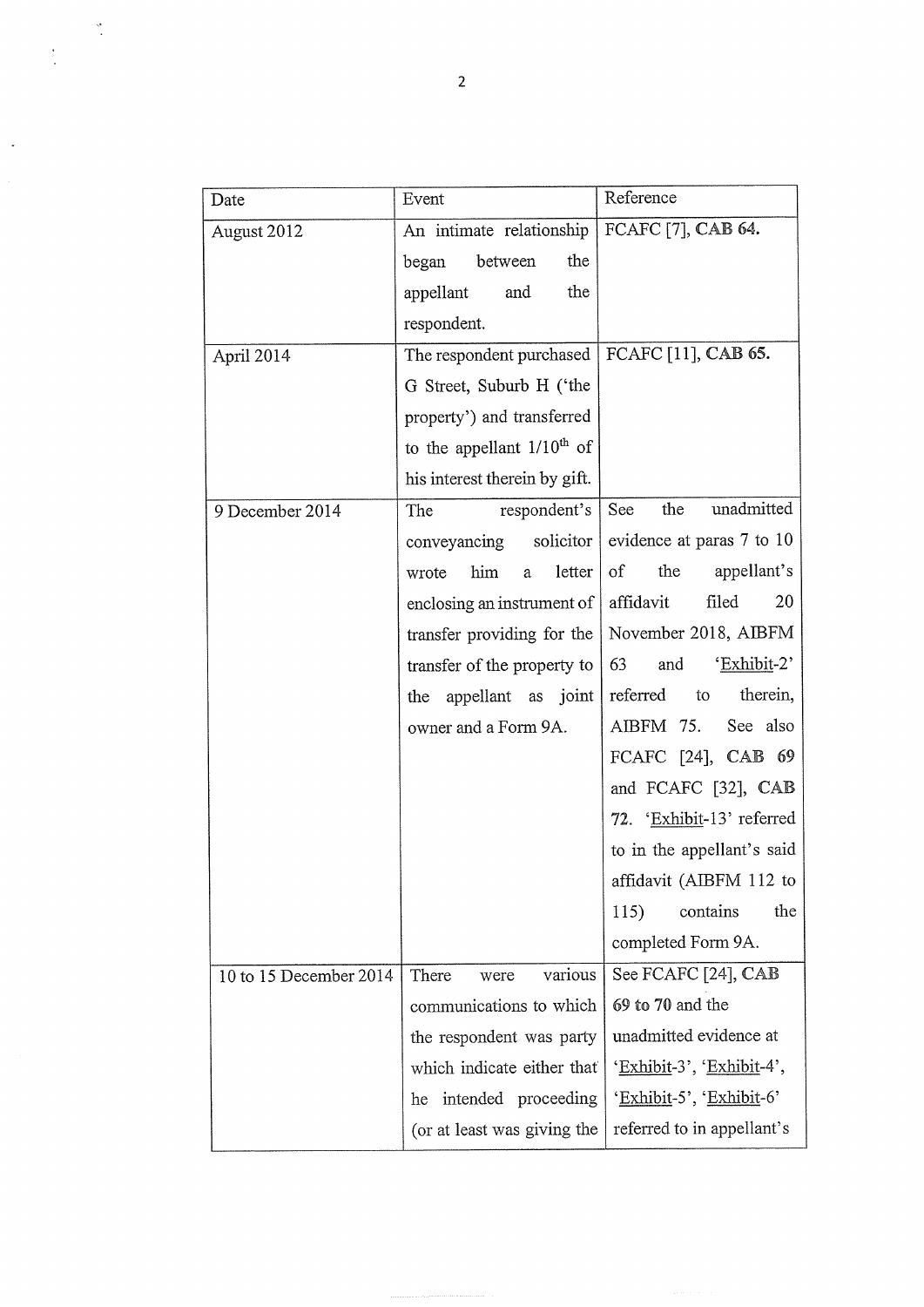| Date | Event | Reference |
| --- | --- | --- |
| August 2012 | An intimate relationship began between the appellant and the respondent. | FCAFC [7], **CAB 64.** |
| April 2014 | The respondent purchased G Street, Suburb H ('the property') and transferred to the appellant 1/10$^{th}$ of his interest therein by gift. | FCAFC [11], **CAB 65.** |
| 9 December 2014 | The respondent's conveyancing solicitor wrote him a letter enclosing an instrument of transfer providing for the transfer of the property to the appellant as joint owner and a Form 9A. | See the unadmitted evidence at paras 7 to 10 of the appellant's affidavit filed 20 November 2018, AIBFM 63 and 'Exhibit-2' referred to therein, AIBFM 75. See also FCAFC [24], **CAB 69** and FCAFC [32], **CAB 72.** 'Exhibit-13' referred to in the appellant's said affidavit (AIBFM 112 to 115) contains the completed Form 9A. |
| 10 to 15 December 2014 | There were various communications to which the respondent was party which indicate either that he intended proceeding (or at least was giving the | See FCAFC [24], **CAB 69 to 70** and the unadmitted evidence at 'Exhibit-3', 'Exhibit-4', 'Exhibit-5', 'Exhibit-6' referred to in appellant's |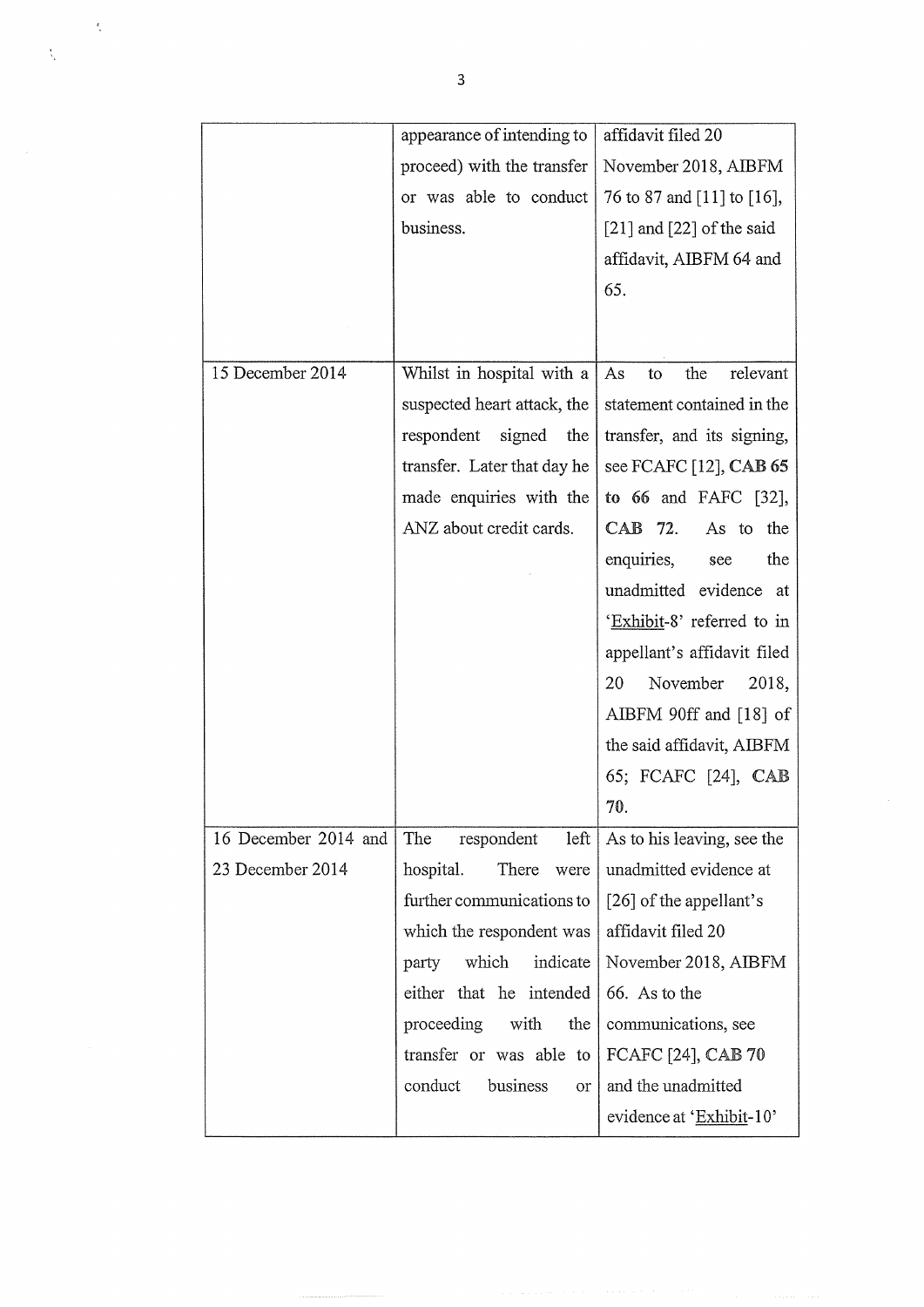| | | |
|---|---|---|
| | appearance of intending to proceed) with the transfer or was able to conduct business. | affidavit filed 20 November 2018, AIBFM 76 to 87 and [11] to [16], [21] and [22] of the said affidavit, AIBFM 64 and 65. |
| 15 December 2014 | Whilst in hospital with a suspected heart attack, the respondent signed the transfer. Later that day he made enquiries with the ANZ about credit cards. | As to the relevant statement contained in the transfer, and its signing, see FCAFC [12], **CAB 65 to 66** and FAFC [32], **CAB 72**. As to the enquiries, see the unadmitted evidence at 'Exhibit-8' referred to in appellant's affidavit filed 20 November 2018, AIBFM 90ff and [18] of the said affidavit, AIBFM 65; FCAFC [24], **CAB 70**. |
| 16 December 2014 and 23 December 2014 | The respondent left hospital. There were further communications to which the respondent was party which indicate either that he intended proceeding with the transfer or was able to conduct business or | As to his leaving, see the unadmitted evidence at [26] of the appellant's affidavit filed 20 November 2018, AIBFM 66. As to the communications, see FCAFC [24], **CAB 70** and the unadmitted evidence at 'Exhibit-10' |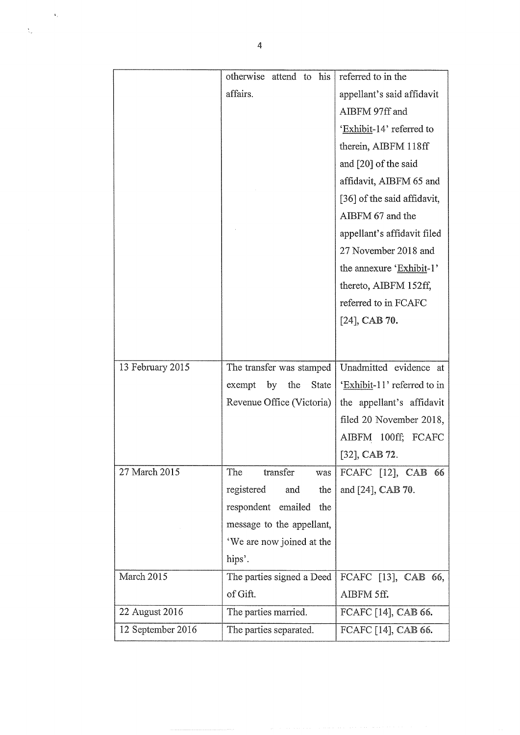| | | |
|---|---|---|
| | otherwise attend to his affairs. | referred to in the appellant's said affidavit AIBFM 97ff and 'Exhibit-14' referred to therein, AIBFM 118ff and [20] of the said affidavit, AIBFM 65 and [36] of the said affidavit, AIBFM 67 and the appellant's affidavit filed 27 November 2018 and the annexure 'Exhibit-1' thereto, AIBFM 152ff, referred to in FCAFC [24], **CAB 70.** |
| 13 February 2015 | The transfer was stamped exempt by the State Revenue Office (Victoria) | Unadmitted evidence at 'Exhibit-11' referred to in the appellant's affidavit filed 20 November 2018, AIBFM 100ff; FCAFC [32], **CAB 72.** |
| 27 March 2015 | The transfer was registered and the respondent emailed the message to the appellant, 'We are now joined at the hips'. | FCAFC [12], **CAB 66** and [24], **CAB 70.** |
| March 2015 | The parties signed a Deed of Gift. | FCAFC [13], **CAB 66**, AIBFM 5ff. |
| 22 August 2016 | The parties married. | FCAFC [14], **CAB 66.** |
| 12 September 2016 | The parties separated. | FCAFC [14], **CAB 66.** |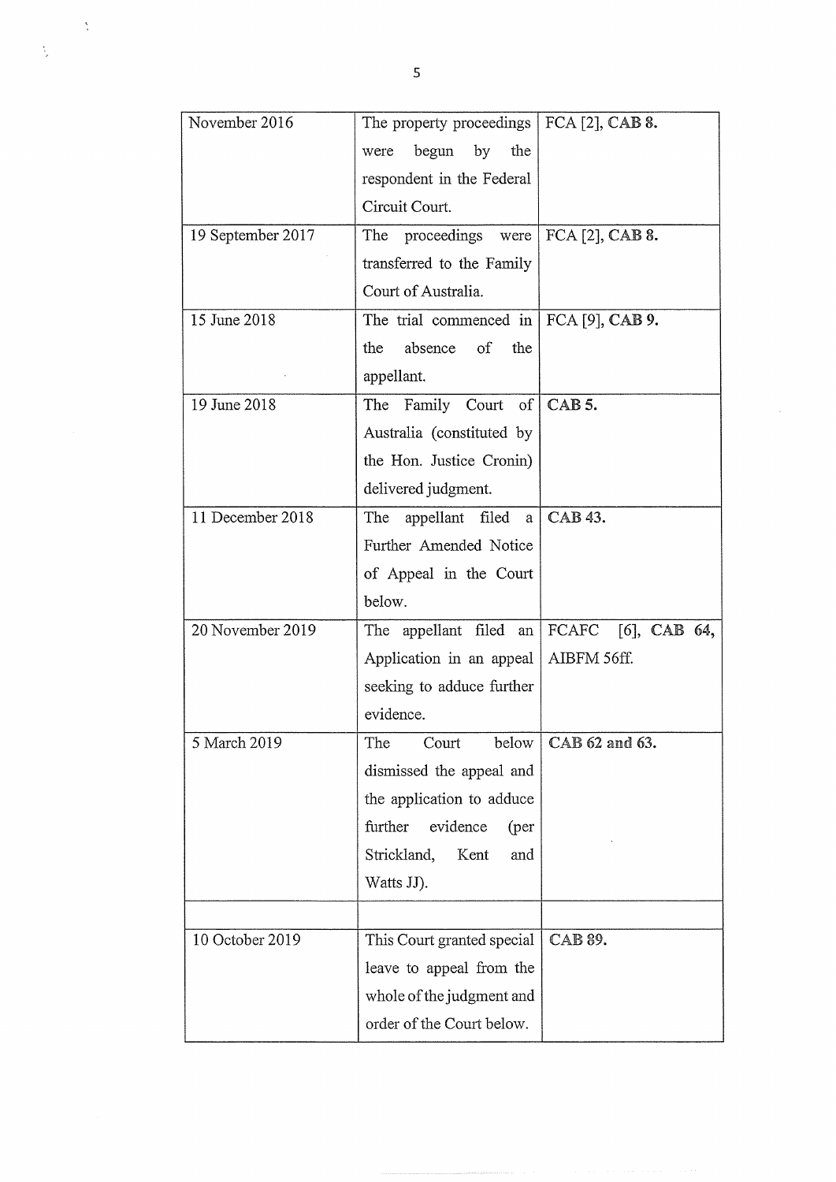| | | |
|---|---|---|
| November 2016 | The property proceedings were begun by the respondent in the Federal Circuit Court. | FCA [2], **CAB 8.** |
| 19 September 2017 | The proceedings were transferred to the Family Court of Australia. | FCA [2], **CAB 8.** |
| 15 June 2018 | The trial commenced in the absence of the appellant. | FCA [9], **CAB 9.** |
| 19 June 2018 | The Family Court of Australia (constituted by the Hon. Justice Cronin) delivered judgment. | **CAB 5.** |
| 11 December 2018 | The appellant filed a Further Amended Notice of Appeal in the Court below. | **CAB 43.** |
| 20 November 2019 | The appellant filed an Application in an appeal seeking to adduce further evidence. | FCAFC [6], **CAB 64**, AIBFM 56ff. |
| 5 March 2019 | The Court below dismissed the appeal and the application to adduce further evidence (per Strickland, Kent and Watts JJ). | **CAB 62 and 63.** |
| | | |
| 10 October 2019 | This Court granted special leave to appeal from the whole of the judgment and order of the Court below. | **CAB 89.** |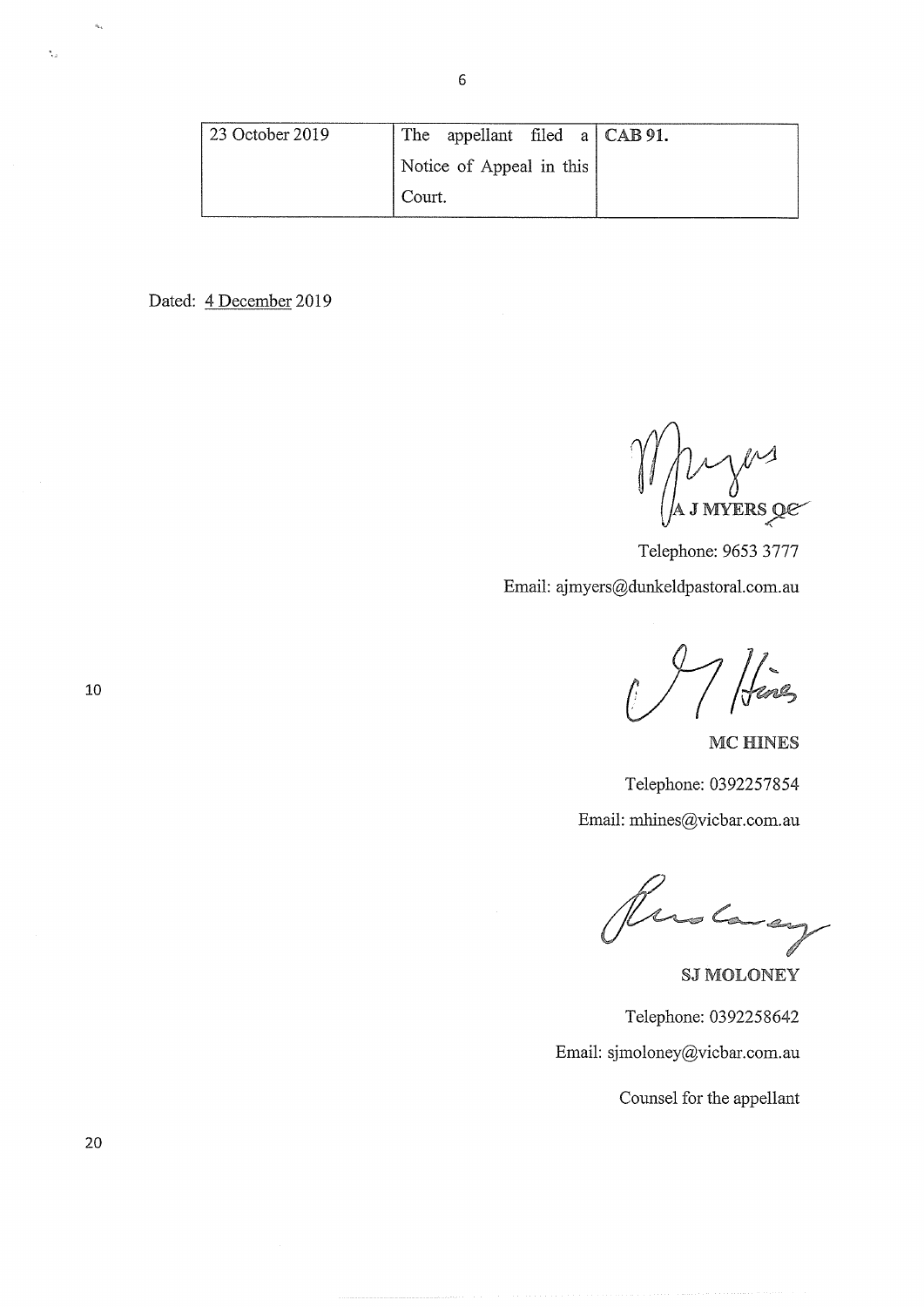| 23 October 2019 | The appellant filed a Notice of Appeal in this Court. | **CAB 91.** |
|---|---|---|

Dated: 4 December 2019

**A J MYERS QC**

Telephone: 9653 3777

Email: ajmyers@dunkeldpastoral.com.au

**MC HINES**

Telephone: 0392257854

Email: mhines@vicbar.com.au

**SJ MOLONEY**

Telephone: 0392258642

Email: sjmoloney@vicbar.com.au

Counsel for the appellant